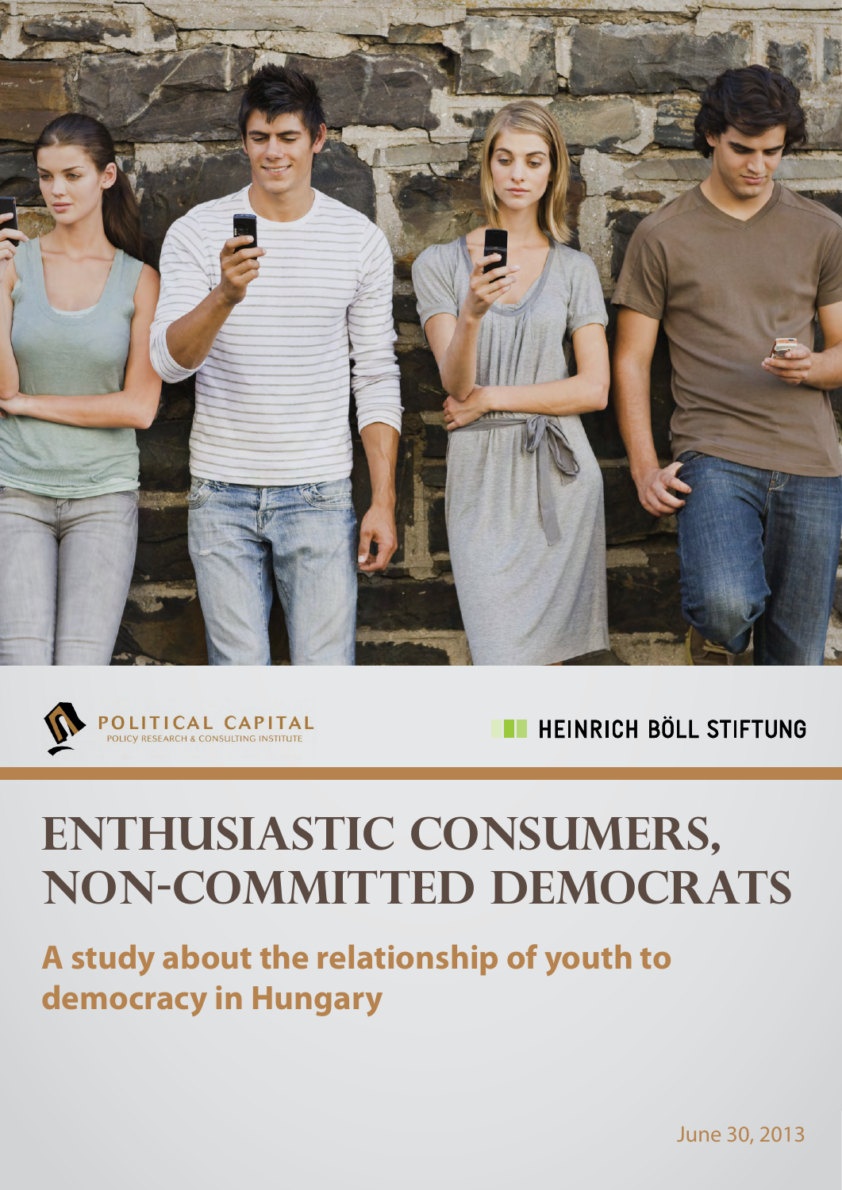POLITICAL CAPITAL
POLICY RESEARCH & CONSULTING INSTITUTE

HEINRICH BÖLL STIFTUNG

# ENTHUSIASTIC CONSUMERS, NON-COMMITTED DEMOCRATS

## A study about the relationship of youth to democracy in Hungary

June 30, 2013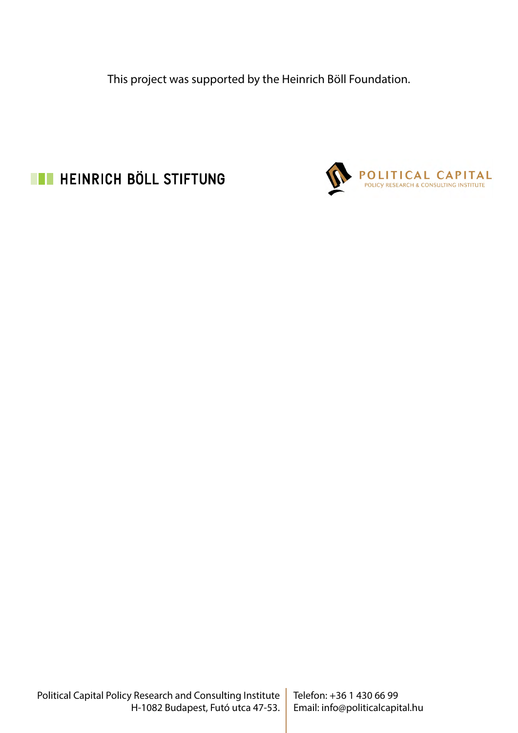This project was supported by the Heinrich Böll Foundation.

HEINRICH BÖLL STIFTUNG

POLITICAL CAPITAL
POLICY RESEARCH & CONSULTING INSTITUTE

Political Capital Policy Research and Consulting Institute
H-1082 Budapest, Futó utca 47-53.

Telefon: +36 1 430 66 99
Email: info@politicalcapital.hu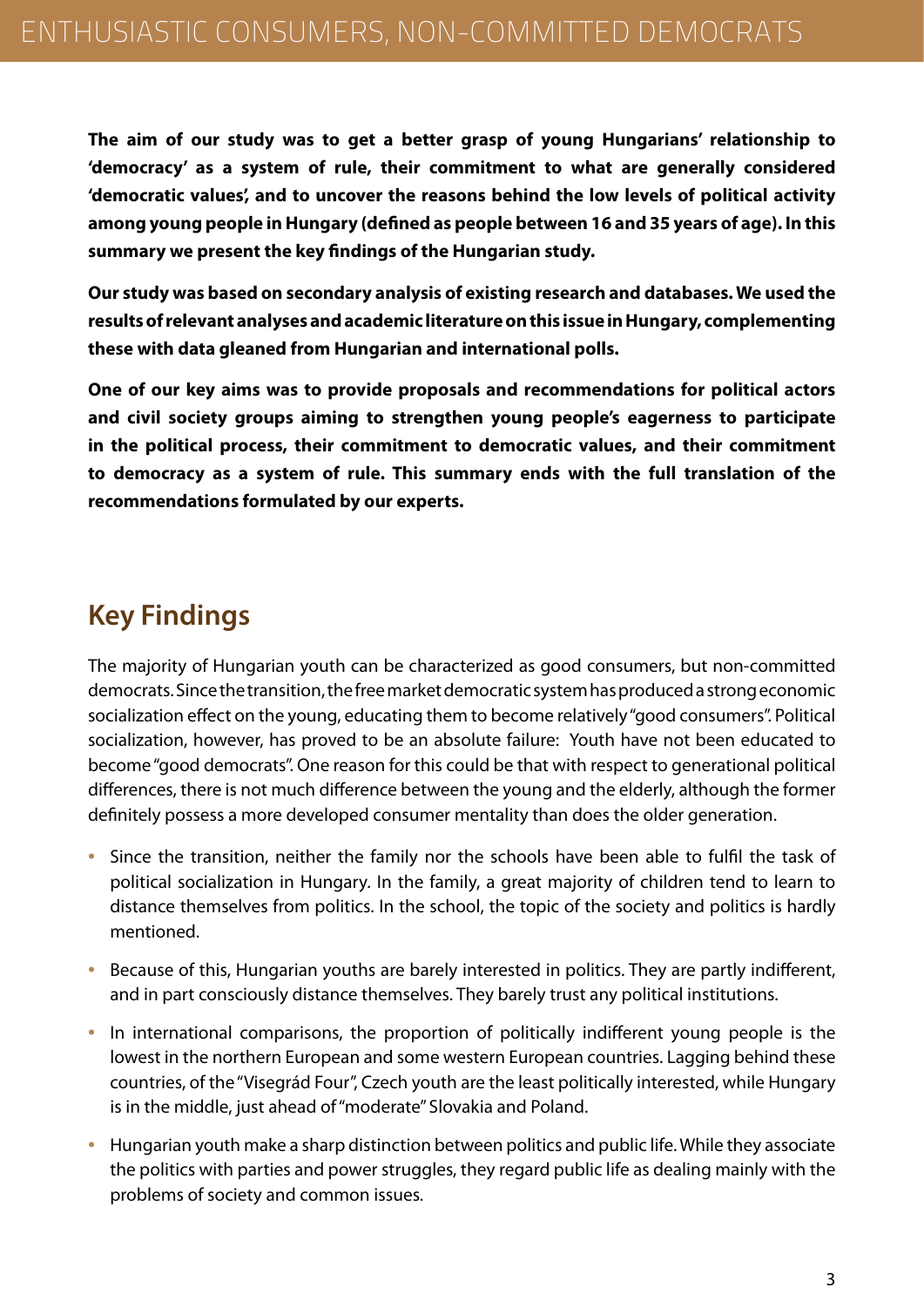**The aim of our study was to get a better grasp of young Hungarians' relationship to 'democracy' as a system of rule, their commitment to what are generally considered 'democratic values', and to uncover the reasons behind the low levels of political activity among young people in Hungary (defined as people between 16 and 35 years of age). In this summary we present the key findings of the Hungarian study.**

**Our study was based on secondary analysis of existing research and databases. We used the results of relevant analyses and academic literature on this issue in Hungary, complementing these with data gleaned from Hungarian and international polls.**

**One of our key aims was to provide proposals and recommendations for political actors and civil society groups aiming to strengthen young people's eagerness to participate in the political process, their commitment to democratic values, and their commitment to democracy as a system of rule. This summary ends with the full translation of the recommendations formulated by our experts.**

## Key Findings

The majority of Hungarian youth can be characterized as good consumers, but non-committed democrats. Since the transition, the free market democratic system has produced a strong economic socialization effect on the young, educating them to become relatively "good consumers". Political socialization, however, has proved to be an absolute failure: Youth have not been educated to become "good democrats". One reason for this could be that with respect to generational political differences, there is not much difference between the young and the elderly, although the former definitely possess a more developed consumer mentality than does the older generation.

- Since the transition, neither the family nor the schools have been able to fulfil the task of political socialization in Hungary. In the family, a great majority of children tend to learn to distance themselves from politics. In the school, the topic of the society and politics is hardly mentioned.
- Because of this, Hungarian youths are barely interested in politics. They are partly indifferent, and in part consciously distance themselves. They barely trust any political institutions.
- In international comparisons, the proportion of politically indifferent young people is the lowest in the northern European and some western European countries. Lagging behind these countries, of the "Visegrád Four", Czech youth are the least politically interested, while Hungary is in the middle, just ahead of "moderate" Slovakia and Poland.
- Hungarian youth make a sharp distinction between politics and public life. While they associate the politics with parties and power struggles, they regard public life as dealing mainly with the problems of society and common issues.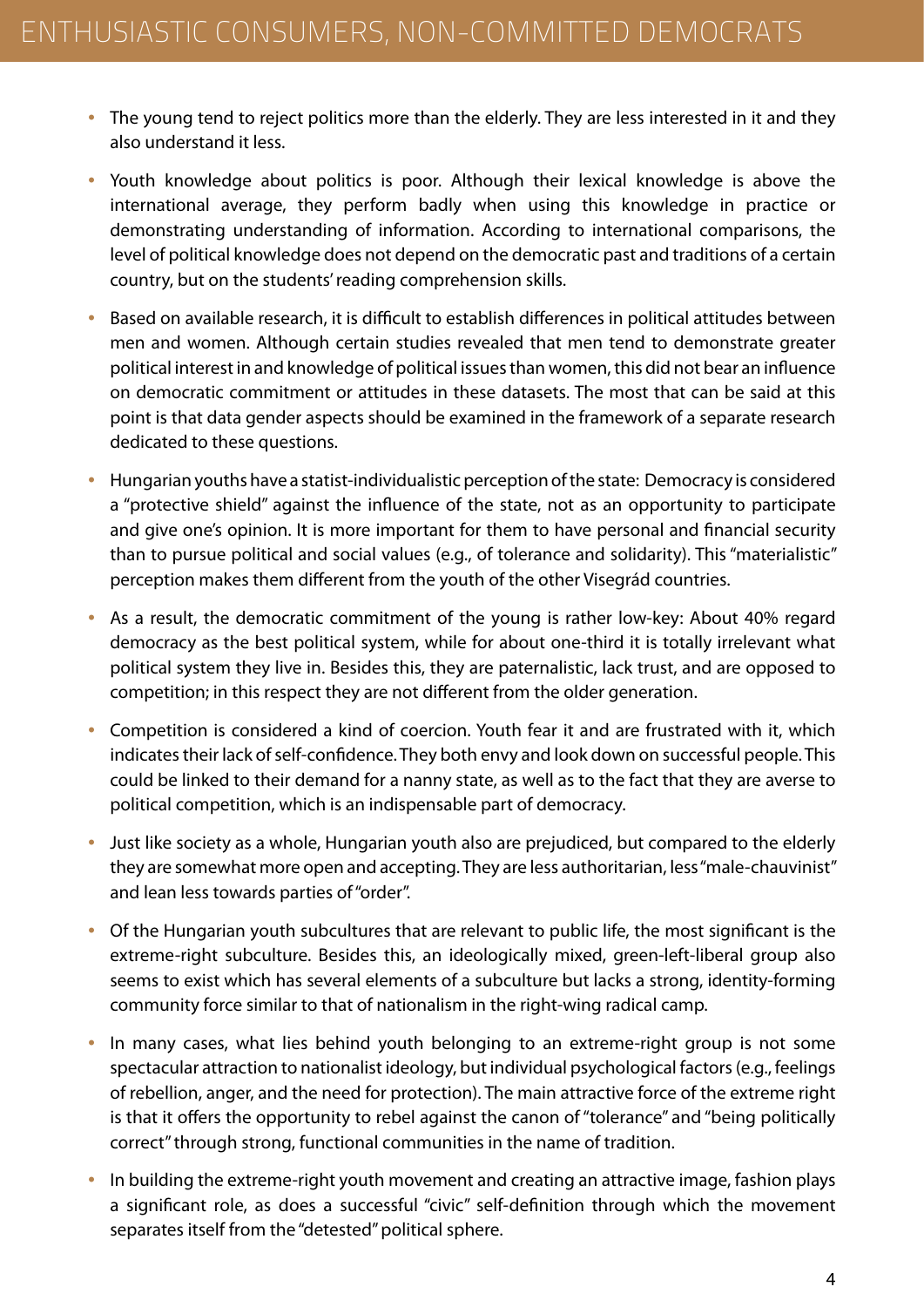- The young tend to reject politics more than the elderly. They are less interested in it and they also understand it less.
- Youth knowledge about politics is poor. Although their lexical knowledge is above the international average, they perform badly when using this knowledge in practice or demonstrating understanding of information. According to international comparisons, the level of political knowledge does not depend on the democratic past and traditions of a certain country, but on the students' reading comprehension skills.
- Based on available research, it is difficult to establish differences in political attitudes between men and women. Although certain studies revealed that men tend to demonstrate greater political interest in and knowledge of political issues than women, this did not bear an influence on democratic commitment or attitudes in these datasets. The most that can be said at this point is that data gender aspects should be examined in the framework of a separate research dedicated to these questions.
- Hungarian youths have a statist-individualistic perception of the state: Democracy is considered a "protective shield" against the influence of the state, not as an opportunity to participate and give one's opinion. It is more important for them to have personal and financial security than to pursue political and social values (e.g., of tolerance and solidarity). This "materialistic" perception makes them different from the youth of the other Visegrád countries.
- As a result, the democratic commitment of the young is rather low-key: About 40% regard democracy as the best political system, while for about one-third it is totally irrelevant what political system they live in. Besides this, they are paternalistic, lack trust, and are opposed to competition; in this respect they are not different from the older generation.
- Competition is considered a kind of coercion. Youth fear it and are frustrated with it, which indicates their lack of self-confidence. They both envy and look down on successful people. This could be linked to their demand for a nanny state, as well as to the fact that they are averse to political competition, which is an indispensable part of democracy.
- Just like society as a whole, Hungarian youth also are prejudiced, but compared to the elderly they are somewhat more open and accepting. They are less authoritarian, less "male-chauvinist" and lean less towards parties of "order".
- Of the Hungarian youth subcultures that are relevant to public life, the most significant is the extreme-right subculture. Besides this, an ideologically mixed, green-left-liberal group also seems to exist which has several elements of a subculture but lacks a strong, identity-forming community force similar to that of nationalism in the right-wing radical camp.
- In many cases, what lies behind youth belonging to an extreme-right group is not some spectacular attraction to nationalist ideology, but individual psychological factors (e.g., feelings of rebellion, anger, and the need for protection). The main attractive force of the extreme right is that it offers the opportunity to rebel against the canon of "tolerance" and "being politically correct" through strong, functional communities in the name of tradition.
- In building the extreme-right youth movement and creating an attractive image, fashion plays a significant role, as does a successful "civic" self-definition through which the movement separates itself from the "detested" political sphere.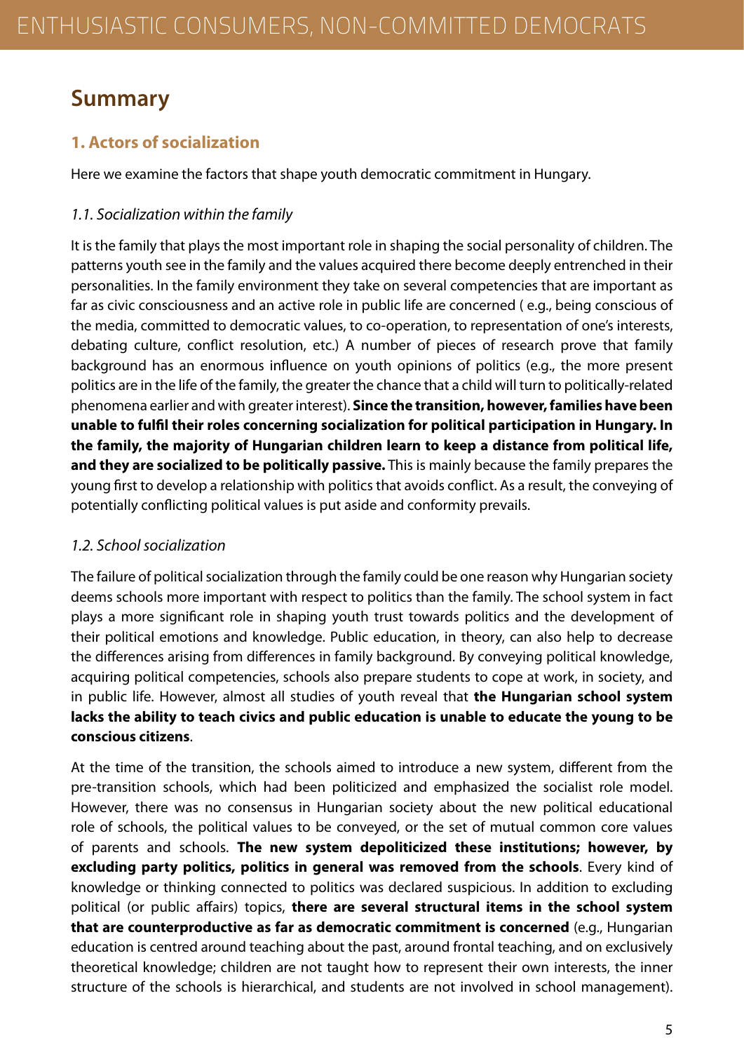## Summary

### 1. Actors of socialization

Here we examine the factors that shape youth democratic commitment in Hungary.

*1.1. Socialization within the family*

It is the family that plays the most important role in shaping the social personality of children. The patterns youth see in the family and the values acquired there become deeply entrenched in their personalities. In the family environment they take on several competencies that are important as far as civic consciousness and an active role in public life are concerned ( e.g., being conscious of the media, committed to democratic values, to co-operation, to representation of one's interests, debating culture, conflict resolution, etc.) A number of pieces of research prove that family background has an enormous influence on youth opinions of politics (e.g., the more present politics are in the life of the family, the greater the chance that a child will turn to politically-related phenomena earlier and with greater interest). **Since the transition, however, families have been unable to fulfil their roles concerning socialization for political participation in Hungary. In the family, the majority of Hungarian children learn to keep a distance from political life, and they are socialized to be politically passive.** This is mainly because the family prepares the young first to develop a relationship with politics that avoids conflict. As a result, the conveying of potentially conflicting political values is put aside and conformity prevails.

*1.2. School socialization*

The failure of political socialization through the family could be one reason why Hungarian society deems schools more important with respect to politics than the family. The school system in fact plays a more significant role in shaping youth trust towards politics and the development of their political emotions and knowledge. Public education, in theory, can also help to decrease the differences arising from differences in family background. By conveying political knowledge, acquiring political competencies, schools also prepare students to cope at work, in society, and in public life. However, almost all studies of youth reveal that **the Hungarian school system lacks the ability to teach civics and public education is unable to educate the young to be conscious citizens**.

At the time of the transition, the schools aimed to introduce a new system, different from the pre-transition schools, which had been politicized and emphasized the socialist role model. However, there was no consensus in Hungarian society about the new political educational role of schools, the political values to be conveyed, or the set of mutual common core values of parents and schools. **The new system depoliticized these institutions; however, by excluding party politics, politics in general was removed from the schools**. Every kind of knowledge or thinking connected to politics was declared suspicious. In addition to excluding political (or public affairs) topics, **there are several structural items in the school system that are counterproductive as far as democratic commitment is concerned** (e.g., Hungarian education is centred around teaching about the past, around frontal teaching, and on exclusively theoretical knowledge; children are not taught how to represent their own interests, the inner structure of the schools is hierarchical, and students are not involved in school management).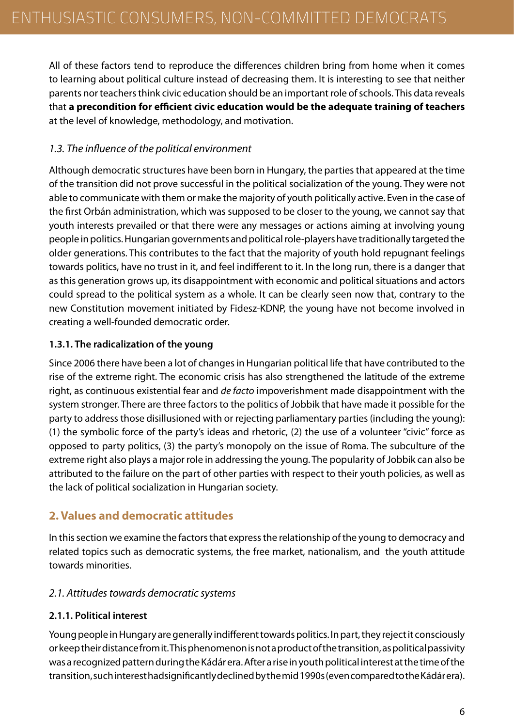All of these factors tend to reproduce the differences children bring from home when it comes to learning about political culture instead of decreasing them. It is interesting to see that neither parents nor teachers think civic education should be an important role of schools. This data reveals that **a precondition for efficient civic education would be the adequate training of teachers** at the level of knowledge, methodology, and motivation.

### *1.3. The influence of the political environment*

Although democratic structures have been born in Hungary, the parties that appeared at the time of the transition did not prove successful in the political socialization of the young. They were not able to communicate with them or make the majority of youth politically active. Even in the case of the first Orbán administration, which was supposed to be closer to the young, we cannot say that youth interests prevailed or that there were any messages or actions aiming at involving young people in politics. Hungarian governments and political role-players have traditionally targeted the older generations. This contributes to the fact that the majority of youth hold repugnant feelings towards politics, have no trust in it, and feel indifferent to it. In the long run, there is a danger that as this generation grows up, its disappointment with economic and political situations and actors could spread to the political system as a whole. It can be clearly seen now that, contrary to the new Constitution movement initiated by Fidesz-KDNP, the young have not become involved in creating a well-founded democratic order.

#### 1.3.1. The radicalization of the young

Since 2006 there have been a lot of changes in Hungarian political life that have contributed to the rise of the extreme right. The economic crisis has also strengthened the latitude of the extreme right, as continuous existential fear and *de facto* impoverishment made disappointment with the system stronger. There are three factors to the politics of Jobbik that have made it possible for the party to address those disillusioned with or rejecting parliamentary parties (including the young): (1) the symbolic force of the party's ideas and rhetoric, (2) the use of a volunteer "civic" force as opposed to party politics, (3) the party's monopoly on the issue of Roma. The subculture of the extreme right also plays a major role in addressing the young. The popularity of Jobbik can also be attributed to the failure on the part of other parties with respect to their youth policies, as well as the lack of political socialization in Hungarian society.

## 2. Values and democratic attitudes

In this section we examine the factors that express the relationship of the young to democracy and related topics such as democratic systems, the free market, nationalism, and the youth attitude towards minorities.

### *2.1. Attitudes towards democratic systems*

#### 2.1.1. Political interest

Young people in Hungary are generally indifferent towards politics. In part, they reject it consciously or keep their distance from it. This phenomenon is not a product of the transition, as political passivity was a recognized pattern during the Kádár era. After a rise in youth political interest at the time of the transition, such interest had significantly declined by the mid 1990s (even compared to the Kádár era).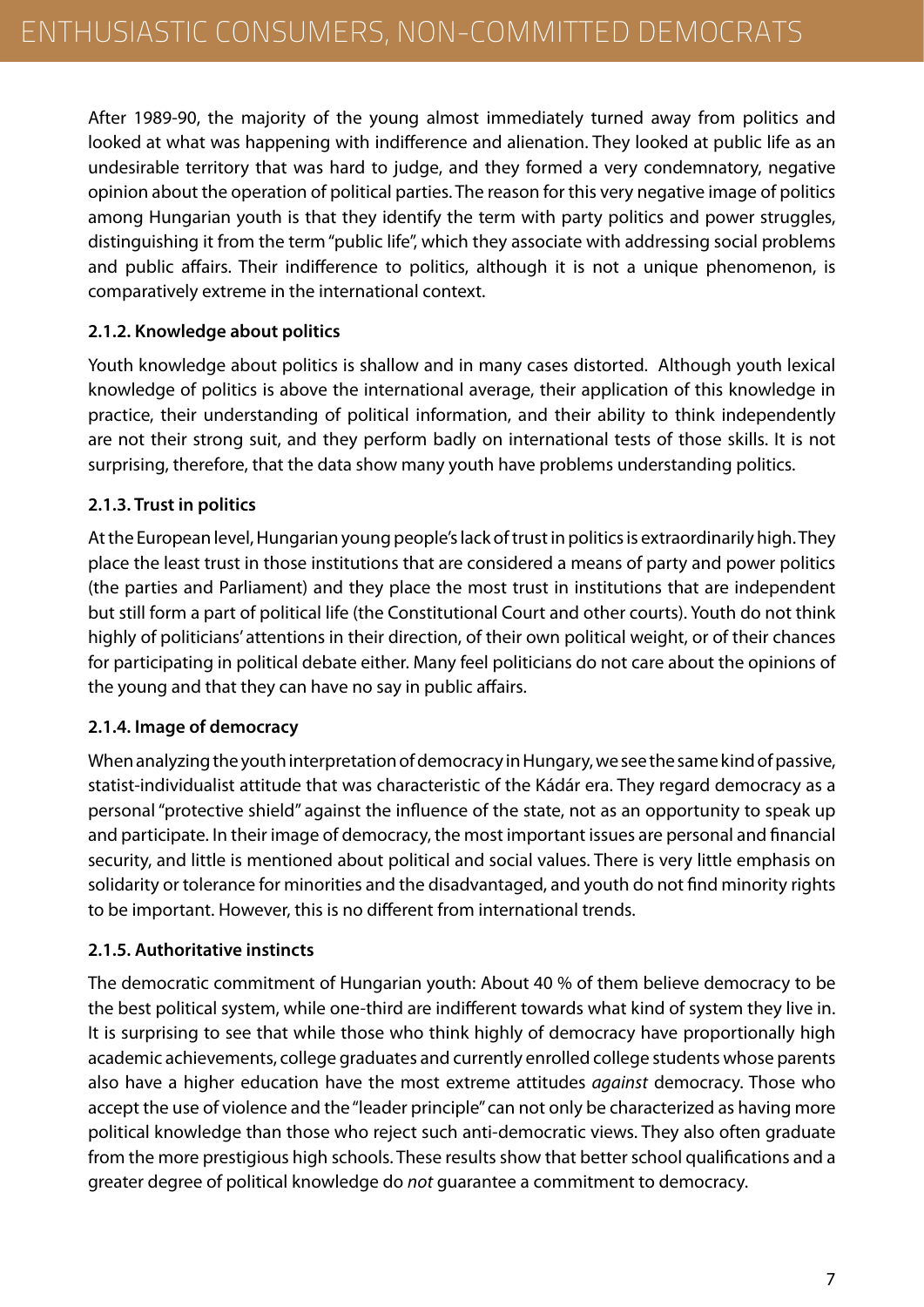After 1989-90, the majority of the young almost immediately turned away from politics and looked at what was happening with indifference and alienation. They looked at public life as an undesirable territory that was hard to judge, and they formed a very condemnatory, negative opinion about the operation of political parties. The reason for this very negative image of politics among Hungarian youth is that they identify the term with party politics and power struggles, distinguishing it from the term "public life", which they associate with addressing social problems and public affairs. Their indifference to politics, although it is not a unique phenomenon, is comparatively extreme in the international context.

### 2.1.2. Knowledge about politics

Youth knowledge about politics is shallow and in many cases distorted. Although youth lexical knowledge of politics is above the international average, their application of this knowledge in practice, their understanding of political information, and their ability to think independently are not their strong suit, and they perform badly on international tests of those skills. It is not surprising, therefore, that the data show many youth have problems understanding politics.

### 2.1.3. Trust in politics

At the European level, Hungarian young people's lack of trust in politics is extraordinarily high. They place the least trust in those institutions that are considered a means of party and power politics (the parties and Parliament) and they place the most trust in institutions that are independent but still form a part of political life (the Constitutional Court and other courts). Youth do not think highly of politicians' attentions in their direction, of their own political weight, or of their chances for participating in political debate either. Many feel politicians do not care about the opinions of the young and that they can have no say in public affairs.

### 2.1.4. Image of democracy

When analyzing the youth interpretation of democracy in Hungary, we see the same kind of passive, statist-individualist attitude that was characteristic of the Kádár era. They regard democracy as a personal "protective shield" against the influence of the state, not as an opportunity to speak up and participate. In their image of democracy, the most important issues are personal and financial security, and little is mentioned about political and social values. There is very little emphasis on solidarity or tolerance for minorities and the disadvantaged, and youth do not find minority rights to be important. However, this is no different from international trends.

### 2.1.5. Authoritative instincts

The democratic commitment of Hungarian youth: About 40 % of them believe democracy to be the best political system, while one-third are indifferent towards what kind of system they live in. It is surprising to see that while those who think highly of democracy have proportionally high academic achievements, college graduates and currently enrolled college students whose parents also have a higher education have the most extreme attitudes *against* democracy. Those who accept the use of violence and the "leader principle" can not only be characterized as having more political knowledge than those who reject such anti-democratic views. They also often graduate from the more prestigious high schools. These results show that better school qualifications and a greater degree of political knowledge do *not* guarantee a commitment to democracy.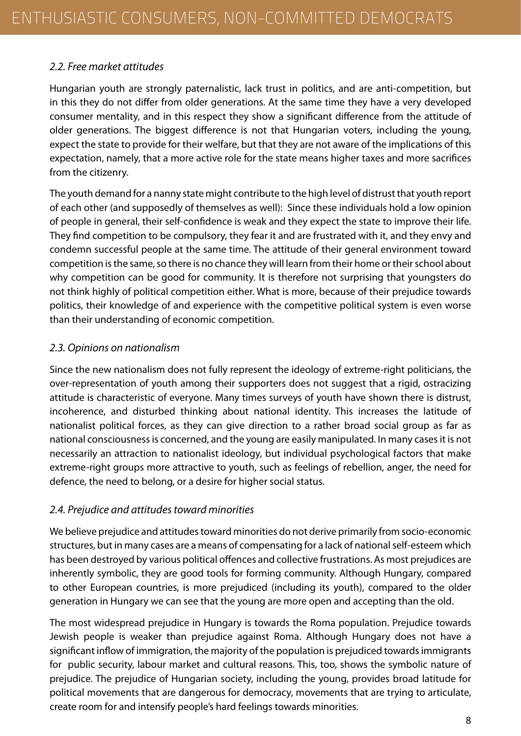### *2.2. Free market attitudes*

Hungarian youth are strongly paternalistic, lack trust in politics, and are anti-competition, but in this they do not differ from older generations. At the same time they have a very developed consumer mentality, and in this respect they show a significant difference from the attitude of older generations. The biggest difference is not that Hungarian voters, including the young, expect the state to provide for their welfare, but that they are not aware of the implications of this expectation, namely, that a more active role for the state means higher taxes and more sacrifices from the citizenry.

The youth demand for a nanny state might contribute to the high level of distrust that youth report of each other (and supposedly of themselves as well): Since these individuals hold a low opinion of people in general, their self-confidence is weak and they expect the state to improve their life. They find competition to be compulsory, they fear it and are frustrated with it, and they envy and condemn successful people at the same time. The attitude of their general environment toward competition is the same, so there is no chance they will learn from their home or their school about why competition can be good for community. It is therefore not surprising that youngsters do not think highly of political competition either. What is more, because of their prejudice towards politics, their knowledge of and experience with the competitive political system is even worse than their understanding of economic competition.

### *2.3. Opinions on nationalism*

Since the new nationalism does not fully represent the ideology of extreme-right politicians, the over-representation of youth among their supporters does not suggest that a rigid, ostracizing attitude is characteristic of everyone. Many times surveys of youth have shown there is distrust, incoherence, and disturbed thinking about national identity. This increases the latitude of nationalist political forces, as they can give direction to a rather broad social group as far as national consciousness is concerned, and the young are easily manipulated. In many cases it is not necessarily an attraction to nationalist ideology, but individual psychological factors that make extreme-right groups more attractive to youth, such as feelings of rebellion, anger, the need for defence, the need to belong, or a desire for higher social status.

### *2.4. Prejudice and attitudes toward minorities*

We believe prejudice and attitudes toward minorities do not derive primarily from socio-economic structures, but in many cases are a means of compensating for a lack of national self-esteem which has been destroyed by various political offences and collective frustrations. As most prejudices are inherently symbolic, they are good tools for forming community. Although Hungary, compared to other European countries, is more prejudiced (including its youth), compared to the older generation in Hungary we can see that the young are more open and accepting than the old.

The most widespread prejudice in Hungary is towards the Roma population. Prejudice towards Jewish people is weaker than prejudice against Roma. Although Hungary does not have a significant inflow of immigration, the majority of the population is prejudiced towards immigrants for public security, labour market and cultural reasons. This, too, shows the symbolic nature of prejudice. The prejudice of Hungarian society, including the young, provides broad latitude for political movements that are dangerous for democracy, movements that are trying to articulate, create room for and intensify people's hard feelings towards minorities.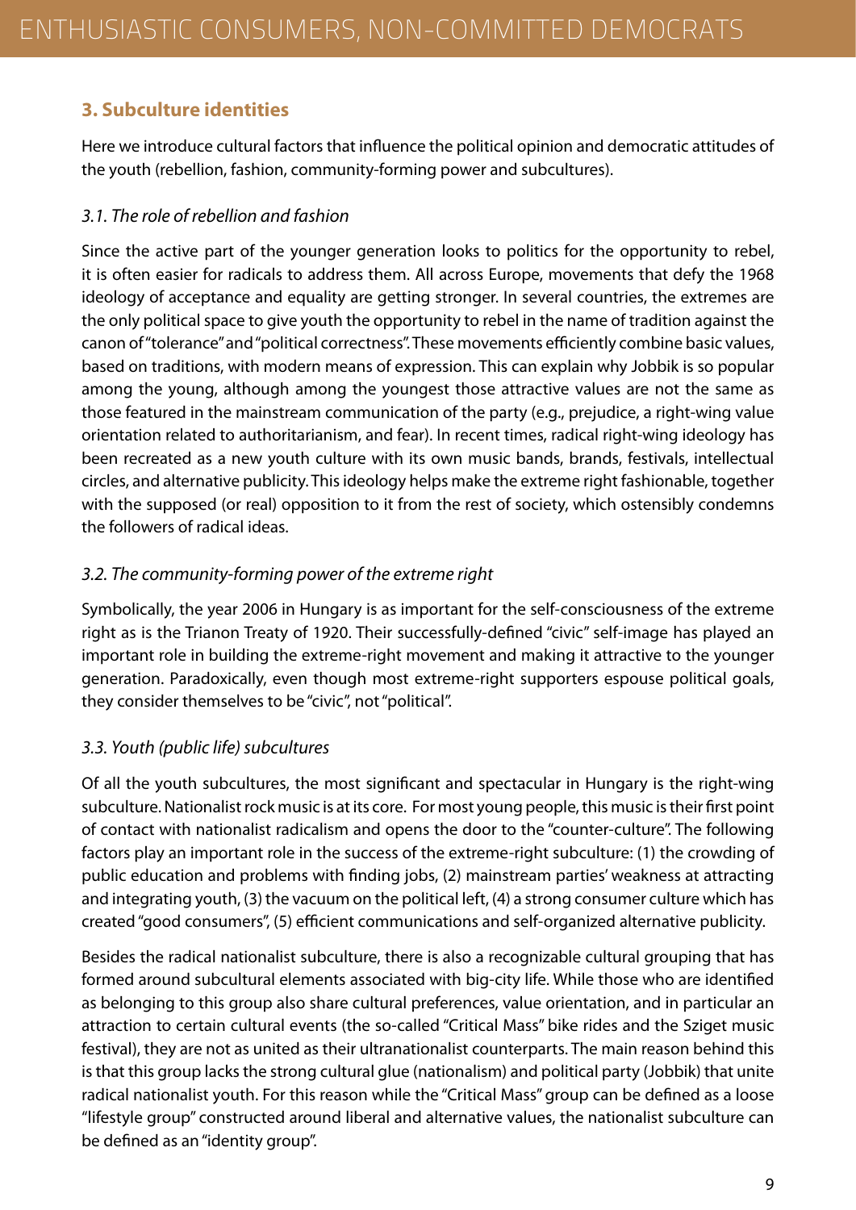## 3. Subculture identities

Here we introduce cultural factors that influence the political opinion and democratic attitudes of the youth (rebellion, fashion, community-forming power and subcultures).

### *3.1. The role of rebellion and fashion*

Since the active part of the younger generation looks to politics for the opportunity to rebel, it is often easier for radicals to address them. All across Europe, movements that defy the 1968 ideology of acceptance and equality are getting stronger. In several countries, the extremes are the only political space to give youth the opportunity to rebel in the name of tradition against the canon of "tolerance" and "political correctness". These movements efficiently combine basic values, based on traditions, with modern means of expression. This can explain why Jobbik is so popular among the young, although among the youngest those attractive values are not the same as those featured in the mainstream communication of the party (e.g., prejudice, a right-wing value orientation related to authoritarianism, and fear). In recent times, radical right-wing ideology has been recreated as a new youth culture with its own music bands, brands, festivals, intellectual circles, and alternative publicity. This ideology helps make the extreme right fashionable, together with the supposed (or real) opposition to it from the rest of society, which ostensibly condemns the followers of radical ideas.

### *3.2. The community-forming power of the extreme right*

Symbolically, the year 2006 in Hungary is as important for the self-consciousness of the extreme right as is the Trianon Treaty of 1920. Their successfully-defined "civic" self-image has played an important role in building the extreme-right movement and making it attractive to the younger generation. Paradoxically, even though most extreme-right supporters espouse political goals, they consider themselves to be "civic", not "political".

### *3.3. Youth (public life) subcultures*

Of all the youth subcultures, the most significant and spectacular in Hungary is the right-wing subculture. Nationalist rock music is at its core. For most young people, this music is their first point of contact with nationalist radicalism and opens the door to the "counter-culture". The following factors play an important role in the success of the extreme-right subculture: (1) the crowding of public education and problems with finding jobs, (2) mainstream parties' weakness at attracting and integrating youth, (3) the vacuum on the political left, (4) a strong consumer culture which has created "good consumers", (5) efficient communications and self-organized alternative publicity.

Besides the radical nationalist subculture, there is also a recognizable cultural grouping that has formed around subcultural elements associated with big-city life. While those who are identified as belonging to this group also share cultural preferences, value orientation, and in particular an attraction to certain cultural events (the so-called "Critical Mass" bike rides and the Sziget music festival), they are not as united as their ultranationalist counterparts. The main reason behind this is that this group lacks the strong cultural glue (nationalism) and political party (Jobbik) that unite radical nationalist youth. For this reason while the "Critical Mass" group can be defined as a loose "lifestyle group" constructed around liberal and alternative values, the nationalist subculture can be defined as an "identity group".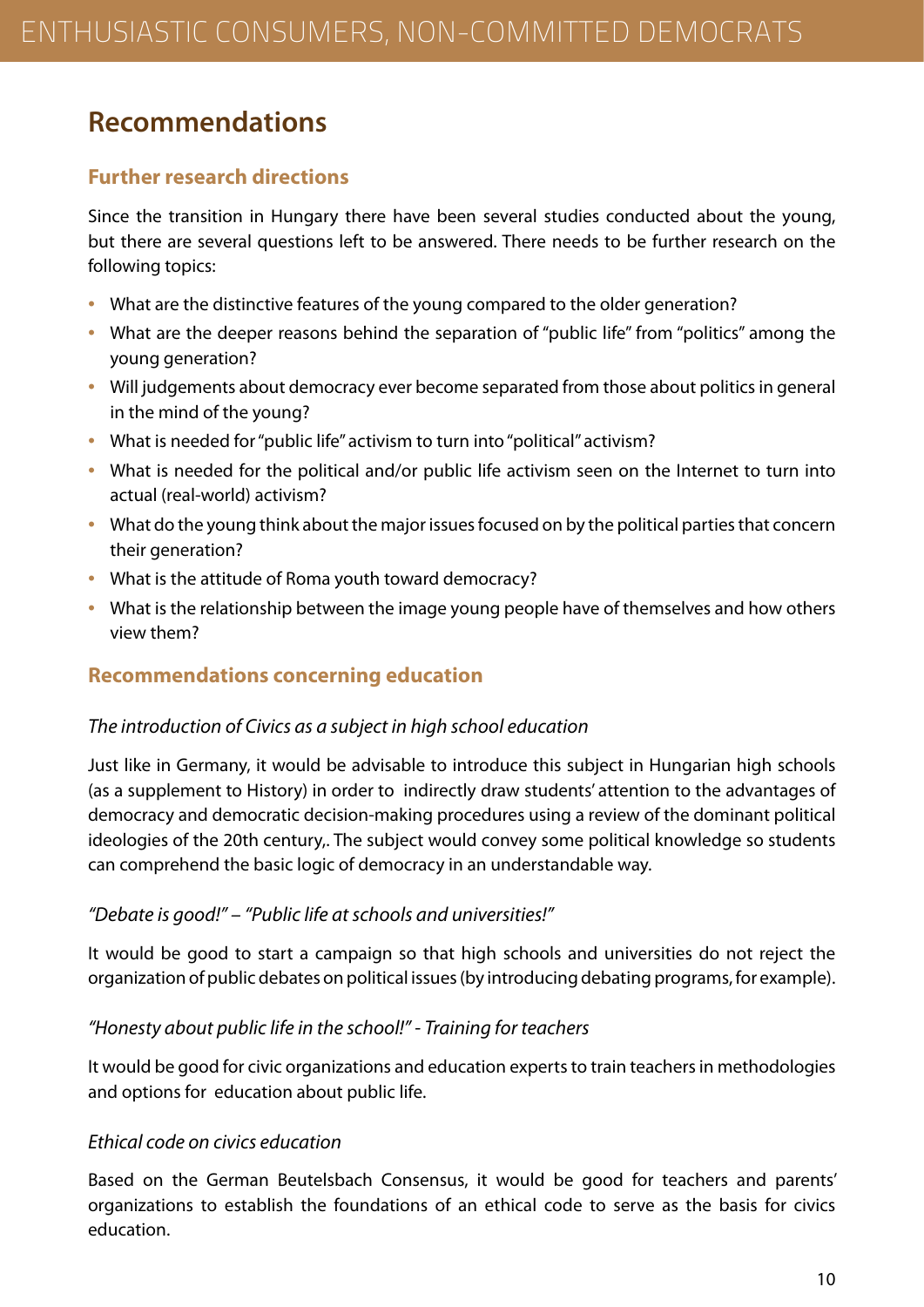## Recommendations

### Further research directions

Since the transition in Hungary there have been several studies conducted about the young, but there are several questions left to be answered. There needs to be further research on the following topics:

- What are the distinctive features of the young compared to the older generation?
- What are the deeper reasons behind the separation of "public life" from "politics" among the young generation?
- Will judgements about democracy ever become separated from those about politics in general in the mind of the young?
- What is needed for "public life" activism to turn into "political" activism?
- What is needed for the political and/or public life activism seen on the Internet to turn into actual (real-world) activism?
- What do the young think about the major issues focused on by the political parties that concern their generation?
- What is the attitude of Roma youth toward democracy?
- What is the relationship between the image young people have of themselves and how others view them?

### Recommendations concerning education

*The introduction of Civics as a subject in high school education*

Just like in Germany, it would be advisable to introduce this subject in Hungarian high schools (as a supplement to History) in order to indirectly draw students' attention to the advantages of democracy and democratic decision-making procedures using a review of the dominant political ideologies of the 20th century,. The subject would convey some political knowledge so students can comprehend the basic logic of democracy in an understandable way.

*"Debate is good!" – "Public life at schools and universities!"*

It would be good to start a campaign so that high schools and universities do not reject the organization of public debates on political issues (by introducing debating programs, for example).

*"Honesty about public life in the school!" - Training for teachers*

It would be good for civic organizations and education experts to train teachers in methodologies and options for education about public life.

*Ethical code on civics education*

Based on the German Beutelsbach Consensus, it would be good for teachers and parents' organizations to establish the foundations of an ethical code to serve as the basis for civics education.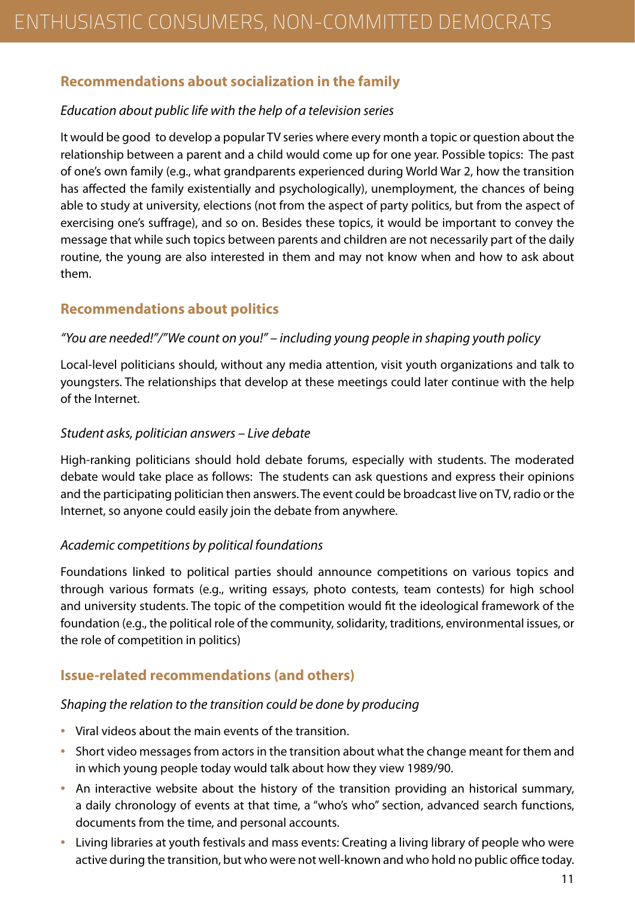## Recommendations about socialization in the family

*Education about public life with the help of a television series*

It would be good to develop a popular TV series where every month a topic or question about the relationship between a parent and a child would come up for one year. Possible topics: The past of one's own family (e.g., what grandparents experienced during World War 2, how the transition has affected the family existentially and psychologically), unemployment, the chances of being able to study at university, elections (not from the aspect of party politics, but from the aspect of exercising one's suffrage), and so on. Besides these topics, it would be important to convey the message that while such topics between parents and children are not necessarily part of the daily routine, the young are also interested in them and may not know when and how to ask about them.

## Recommendations about politics

*"You are needed!"/"We count on you!" – including young people in shaping youth policy*

Local-level politicians should, without any media attention, visit youth organizations and talk to youngsters. The relationships that develop at these meetings could later continue with the help of the Internet.

*Student asks, politician answers – Live debate*

High-ranking politicians should hold debate forums, especially with students. The moderated debate would take place as follows: The students can ask questions and express their opinions and the participating politician then answers. The event could be broadcast live on TV, radio or the Internet, so anyone could easily join the debate from anywhere.

*Academic competitions by political foundations*

Foundations linked to political parties should announce competitions on various topics and through various formats (e.g., writing essays, photo contests, team contests) for high school and university students. The topic of the competition would fit the ideological framework of the foundation (e.g., the political role of the community, solidarity, traditions, environmental issues, or the role of competition in politics)

## Issue-related recommendations (and others)

*Shaping the relation to the transition could be done by producing*

- Viral videos about the main events of the transition.
- Short video messages from actors in the transition about what the change meant for them and in which young people today would talk about how they view 1989/90.
- An interactive website about the history of the transition providing an historical summary, a daily chronology of events at that time, a "who's who" section, advanced search functions, documents from the time, and personal accounts.
- Living libraries at youth festivals and mass events: Creating a living library of people who were active during the transition, but who were not well-known and who hold no public office today.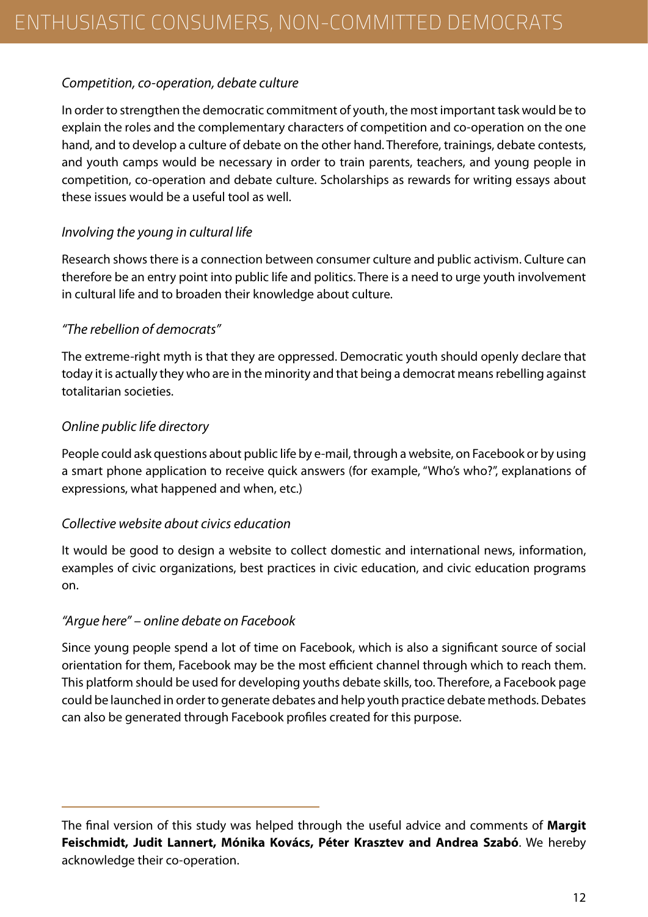*Competition, co-operation, debate culture*

In order to strengthen the democratic commitment of youth, the most important task would be to explain the roles and the complementary characters of competition and co-operation on the one hand, and to develop a culture of debate on the other hand. Therefore, trainings, debate contests, and youth camps would be necessary in order to train parents, teachers, and young people in competition, co-operation and debate culture. Scholarships as rewards for writing essays about these issues would be a useful tool as well.

*Involving the young in cultural life*

Research shows there is a connection between consumer culture and public activism. Culture can therefore be an entry point into public life and politics. There is a need to urge youth involvement in cultural life and to broaden their knowledge about culture.

*"The rebellion of democrats"*

The extreme-right myth is that they are oppressed. Democratic youth should openly declare that today it is actually they who are in the minority and that being a democrat means rebelling against totalitarian societies.

*Online public life directory*

People could ask questions about public life by e-mail, through a website, on Facebook or by using a smart phone application to receive quick answers (for example, "Who's who?", explanations of expressions, what happened and when, etc.)

*Collective website about civics education*

It would be good to design a website to collect domestic and international news, information, examples of civic organizations, best practices in civic education, and civic education programs on.

*"Argue here" – online debate on Facebook*

Since young people spend a lot of time on Facebook, which is also a significant source of social orientation for them, Facebook may be the most efficient channel through which to reach them. This platform should be used for developing youths debate skills, too. Therefore, a Facebook page could be launched in order to generate debates and help youth practice debate methods. Debates can also be generated through Facebook profiles created for this purpose.

---

The final version of this study was helped through the useful advice and comments of **Margit Feischmidt, Judit Lannert, Mónika Kovács, Péter Krasztev and Andrea Szabó**. We hereby acknowledge their co-operation.